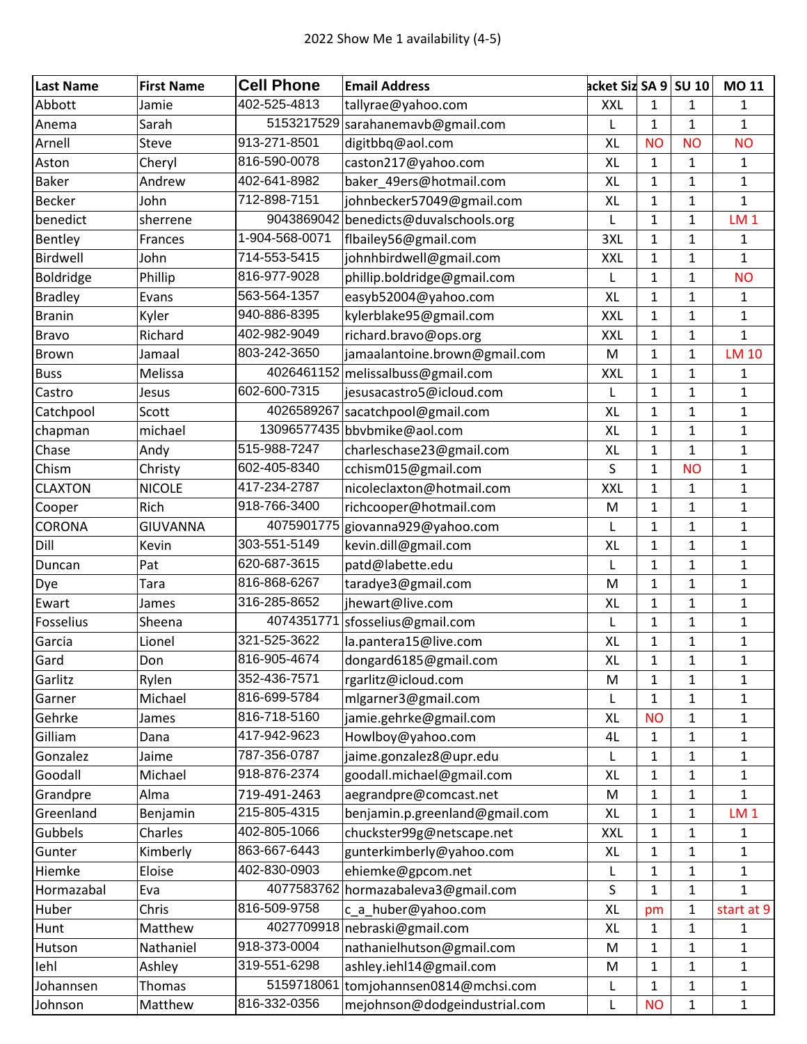2022 Show Me 1 availability (4-5)

| Last Name | First Name | Cell Phone | Email Address | acket Siz | SA 9 | SU 10 | MO 11 |
|---|---|---|---|---|---|---|---|
| Abbott | Jamie | 402-525-4813 | tallyrae@yahoo.com | XXL | 1 | 1 | 1 |
| Anema | Sarah | 5153217529 | sarahanemavb@gmail.com | L | 1 | 1 | 1 |
| Arnell | Steve | 913-271-8501 | digitbbq@aol.com | XL | NO | NO | NO |
| Aston | Cheryl | 816-590-0078 | caston217@yahoo.com | XL | 1 | 1 | 1 |
| Baker | Andrew | 402-641-8982 | baker_49ers@hotmail.com | XL | 1 | 1 | 1 |
| Becker | John | 712-898-7151 | johnbecker57049@gmail.com | XL | 1 | 1 | 1 |
| benedict | sherrene | 9043869042 | benedicts@duvalschools.org | L | 1 | 1 | LM 1 |
| Bentley | Frances | 1-904-568-0071 | flbailey56@gmail.com | 3XL | 1 | 1 | 1 |
| Birdwell | John | 714-553-5415 | johnhbirdwell@gmail.com | XXL | 1 | 1 | 1 |
| Boldridge | Phillip | 816-977-9028 | phillip.boldridge@gmail.com | L | 1 | 1 | NO |
| Bradley | Evans | 563-564-1357 | easyb52004@yahoo.com | XL | 1 | 1 | 1 |
| Branin | Kyler | 940-886-8395 | kylerblake95@gmail.com | XXL | 1 | 1 | 1 |
| Bravo | Richard | 402-982-9049 | richard.bravo@ops.org | XXL | 1 | 1 | 1 |
| Brown | Jamaal | 803-242-3650 | jamaalantoine.brown@gmail.com | M | 1 | 1 | LM 10 |
| Buss | Melissa | 4026461152 | melissalbuss@gmail.com | XXL | 1 | 1 | 1 |
| Castro | Jesus | 602-600-7315 | jesusacastro5@icloud.com | L | 1 | 1 | 1 |
| Catchpool | Scott | 4026589267 | sacatchpool@gmail.com | XL | 1 | 1 | 1 |
| chapman | michael | 13096577435 | bbvbmike@aol.com | XL | 1 | 1 | 1 |
| Chase | Andy | 515-988-7247 | charleschase23@gmail.com | XL | 1 | 1 | 1 |
| Chism | Christy | 602-405-8340 | cchism015@gmail.com | S | 1 | NO | 1 |
| CLAXTON | NICOLE | 417-234-2787 | nicoleclaxton@hotmail.com | XXL | 1 | 1 | 1 |
| Cooper | Rich | 918-766-3400 | richcooper@hotmail.com | M | 1 | 1 | 1 |
| CORONA | GIUVANNA | 4075901775 | giovanna929@yahoo.com | L | 1 | 1 | 1 |
| Dill | Kevin | 303-551-5149 | kevin.dill@gmail.com | XL | 1 | 1 | 1 |
| Duncan | Pat | 620-687-3615 | patd@labette.edu | L | 1 | 1 | 1 |
| Dye | Tara | 816-868-6267 | taradye3@gmail.com | M | 1 | 1 | 1 |
| Ewart | James | 316-285-8652 | jhewart@live.com | XL | 1 | 1 | 1 |
| Fosselius | Sheena | 4074351771 | sfosselius@gmail.com | L | 1 | 1 | 1 |
| Garcia | Lionel | 321-525-3622 | la.pantera15@live.com | XL | 1 | 1 | 1 |
| Gard | Don | 816-905-4674 | dongard6185@gmail.com | XL | 1 | 1 | 1 |
| Garlitz | Rylen | 352-436-7571 | rgarlitz@icloud.com | M | 1 | 1 | 1 |
| Garner | Michael | 816-699-5784 | mlgarner3@gmail.com | L | 1 | 1 | 1 |
| Gehrke | James | 816-718-5160 | jamie.gehrke@gmail.com | XL | NO | 1 | 1 |
| Gilliam | Dana | 417-942-9623 | Howlboy@yahoo.com | 4L | 1 | 1 | 1 |
| Gonzalez | Jaime | 787-356-0787 | jaime.gonzalez8@upr.edu | L | 1 | 1 | 1 |
| Goodall | Michael | 918-876-2374 | goodall.michael@gmail.com | XL | 1 | 1 | 1 |
| Grandpre | Alma | 719-491-2463 | aegrandpre@comcast.net | M | 1 | 1 | 1 |
| Greenland | Benjamin | 215-805-4315 | benjamin.p.greenland@gmail.com | XL | 1 | 1 | LM 1 |
| Gubbels | Charles | 402-805-1066 | chuckster99g@netscape.net | XXL | 1 | 1 | 1 |
| Gunter | Kimberly | 863-667-6443 | gunterkimberly@yahoo.com | XL | 1 | 1 | 1 |
| Hiemke | Eloise | 402-830-0903 | ehiemke@gpcom.net | L | 1 | 1 | 1 |
| Hormazabal | Eva | 4077583762 | hormazabaleva3@gmail.com | S | 1 | 1 | 1 |
| Huber | Chris | 816-509-9758 | c_a_huber@yahoo.com | XL | pm | 1 | start at 9 |
| Hunt | Matthew | 4027709918 | nebraski@gmail.com | XL | 1 | 1 | 1 |
| Hutson | Nathaniel | 918-373-0004 | nathanielhutson@gmail.com | M | 1 | 1 | 1 |
| Iehl | Ashley | 319-551-6298 | ashley.iehl14@gmail.com | M | 1 | 1 | 1 |
| Johannsen | Thomas | 5159718061 | tomjohannsen0814@mchsi.com | L | 1 | 1 | 1 |
| Johnson | Matthew | 816-332-0356 | mejohnson@dodgeindustrial.com | L | NO | 1 | 1 |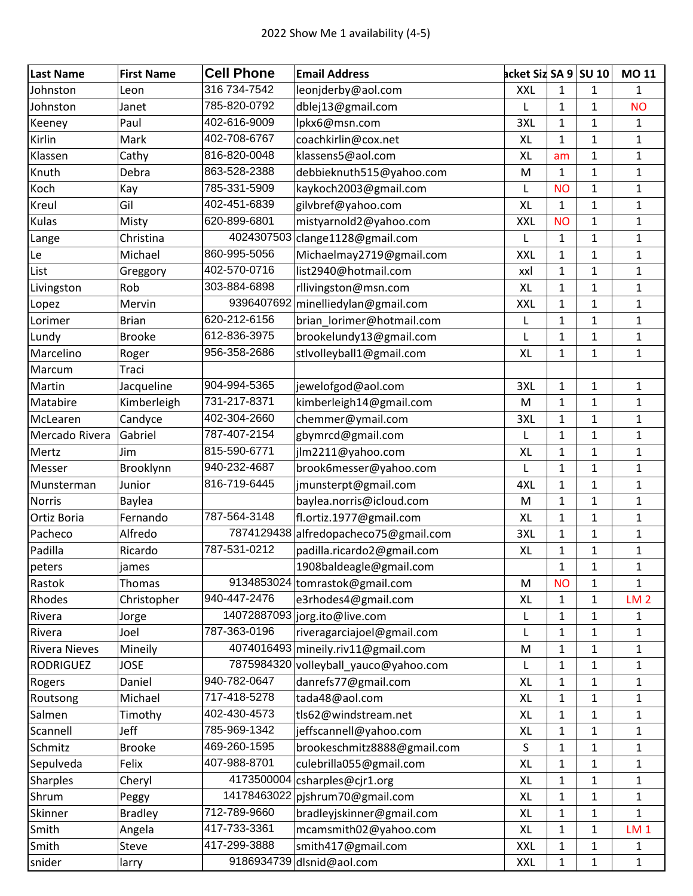2022 Show Me 1 availability (4-5)

| Last Name | First Name | Cell Phone | Email Address | acket Siz | SA 9 | SU 10 | MO 11 |
|---|---|---|---|---|---|---|---|
| Johnston | Leon | 316 734-7542 | leonjderby@aol.com | XXL | 1 | 1 | 1 |
| Johnston | Janet | 785-820-0792 | dblej13@gmail.com | L | 1 | 1 | NO |
| Keeney | Paul | 402-616-9009 | lpkx6@msn.com | 3XL | 1 | 1 | 1 |
| Kirlin | Mark | 402-708-6767 | coachkirlin@cox.net | XL | 1 | 1 | 1 |
| Klassen | Cathy | 816-820-0048 | klassens5@aol.com | XL | am | 1 | 1 |
| Knuth | Debra | 863-528-2388 | debbieknuth515@yahoo.com | M | 1 | 1 | 1 |
| Koch | Kay | 785-331-5909 | kaykoch2003@gmail.com | L | NO | 1 | 1 |
| Kreul | Gil | 402-451-6839 | gilvbref@yahoo.com | XL | 1 | 1 | 1 |
| Kulas | Misty | 620-899-6801 | mistyarnold2@yahoo.com | XXL | NO | 1 | 1 |
| Lange | Christina | 4024307503 | clange1128@gmail.com | L | 1 | 1 | 1 |
| Le | Michael | 860-995-5056 | Michaelmay2719@gmail.com | XXL | 1 | 1 | 1 |
| List | Greggory | 402-570-0716 | list2940@hotmail.com | xxl | 1 | 1 | 1 |
| Livingston | Rob | 303-884-6898 | rllivingston@msn.com | XL | 1 | 1 | 1 |
| Lopez | Mervin | 9396407692 | minelliedylan@gmail.com | XXL | 1 | 1 | 1 |
| Lorimer | Brian | 620-212-6156 | brian_lorimer@hotmail.com | L | 1 | 1 | 1 |
| Lundy | Brooke | 612-836-3975 | brookelundy13@gmail.com | L | 1 | 1 | 1 |
| Marcelino | Roger | 956-358-2686 | stlvolleyball1@gmail.com | XL | 1 | 1 | 1 |
| Marcum | Traci | | | | | | |
| Martin | Jacqueline | 904-994-5365 | jewelofgod@aol.com | 3XL | 1 | 1 | 1 |
| Matabire | Kimberleigh | 731-217-8371 | kimberleigh14@gmail.com | M | 1 | 1 | 1 |
| McLearen | Candyce | 402-304-2660 | chemmer@ymail.com | 3XL | 1 | 1 | 1 |
| Mercado Rivera | Gabriel | 787-407-2154 | gbymrcd@gmail.com | L | 1 | 1 | 1 |
| Mertz | Jim | 815-590-6771 | jlm2211@yahoo.com | XL | 1 | 1 | 1 |
| Messer | Brooklynn | 940-232-4687 | brook6messer@yahoo.com | L | 1 | 1 | 1 |
| Munsterman | Junior | 816-719-6445 | jmunsterpt@gmail.com | 4XL | 1 | 1 | 1 |
| Norris | Baylea | | baylea.norris@icloud.com | M | 1 | 1 | 1 |
| Ortiz Boria | Fernando | 787-564-3148 | fl.ortiz.1977@gmail.com | XL | 1 | 1 | 1 |
| Pacheco | Alfredo | 7874129438 | alfredopacheco75@gmail.com | 3XL | 1 | 1 | 1 |
| Padilla | Ricardo | 787-531-0212 | padilla.ricardo2@gmail.com | XL | 1 | 1 | 1 |
| peters | james | | 1908baldeagle@gmail.com | | 1 | 1 | 1 |
| Rastok | Thomas | 9134853024 | tomrastok@gmail.com | M | NO | 1 | 1 |
| Rhodes | Christopher | 940-447-2476 | e3rhodes4@gmail.com | XL | 1 | 1 | LM 2 |
| Rivera | Jorge | 14072887093 | jorg.ito@live.com | L | 1 | 1 | 1 |
| Rivera | Joel | 787-363-0196 | riveragarciajoel@gmail.com | L | 1 | 1 | 1 |
| Rivera Nieves | Mineily | 4074016493 | mineily.riv11@gmail.com | M | 1 | 1 | 1 |
| RODRIGUEZ | JOSE | 7875984320 | volleyball_yauco@yahoo.com | L | 1 | 1 | 1 |
| Rogers | Daniel | 940-782-0647 | danrefs77@gmail.com | XL | 1 | 1 | 1 |
| Routsong | Michael | 717-418-5278 | tada48@aol.com | XL | 1 | 1 | 1 |
| Salmen | Timothy | 402-430-4573 | tls62@windstream.net | XL | 1 | 1 | 1 |
| Scannell | Jeff | 785-969-1342 | jeffscannell@yahoo.com | XL | 1 | 1 | 1 |
| Schmitz | Brooke | 469-260-1595 | brookeschmitz8888@gmail.com | S | 1 | 1 | 1 |
| Sepulveda | Felix | 407-988-8701 | culebrilla055@gmail.com | XL | 1 | 1 | 1 |
| Sharples | Cheryl | 4173500004 | csharples@cjr1.org | XL | 1 | 1 | 1 |
| Shrum | Peggy | 14178463022 | pjshrum70@gmail.com | XL | 1 | 1 | 1 |
| Skinner | Bradley | 712-789-9660 | bradleyjskinner@gmail.com | XL | 1 | 1 | 1 |
| Smith | Angela | 417-733-3361 | mcamsmith02@yahoo.com | XL | 1 | 1 | LM 1 |
| Smith | Steve | 417-299-3888 | smith417@gmail.com | XXL | 1 | 1 | 1 |
| snider | larry | 9186934739 | dlsnid@aol.com | XXL | 1 | 1 | 1 |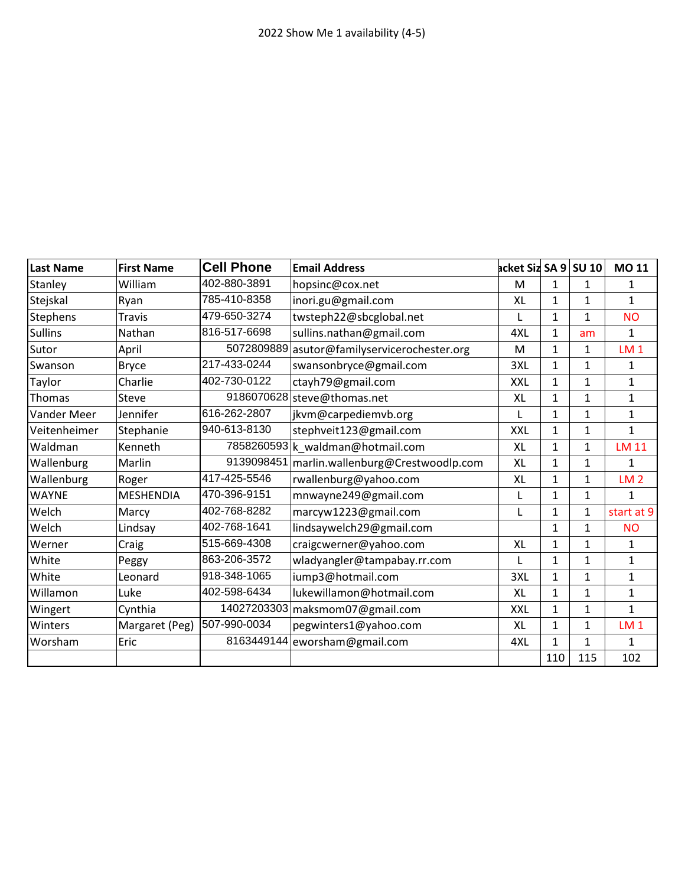2022 Show Me 1 availability (4-5)

| Last Name | First Name | Cell Phone | Email Address | acket Siz | SA 9 | SU 10 | MO 11 |
|---|---|---|---|---|---|---|---|
| Stanley | William | 402-880-3891 | hopsinc@cox.net | M | 1 | 1 | 1 |
| Stejskal | Ryan | 785-410-8358 | inori.gu@gmail.com | XL | 1 | 1 | 1 |
| Stephens | Travis | 479-650-3274 | twsteph22@sbcglobal.net | L | 1 | 1 | NO |
| Sullins | Nathan | 816-517-6698 | sullins.nathan@gmail.com | 4XL | 1 | am | 1 |
| Sutor | April | 5072809889 | asutor@familyservicerochester.org | M | 1 | 1 | LM 1 |
| Swanson | Bryce | 217-433-0244 | swansonbryce@gmail.com | 3XL | 1 | 1 | 1 |
| Taylor | Charlie | 402-730-0122 | ctayh79@gmail.com | XXL | 1 | 1 | 1 |
| Thomas | Steve | 9186070628 | steve@thomas.net | XL | 1 | 1 | 1 |
| Vander Meer | Jennifer | 616-262-2807 | jkvm@carpediemvb.org | L | 1 | 1 | 1 |
| Veitenheimer | Stephanie | 940-613-8130 | stephveit123@gmail.com | XXL | 1 | 1 | 1 |
| Waldman | Kenneth | 7858260593 | k_waldman@hotmail.com | XL | 1 | 1 | LM 11 |
| Wallenburg | Marlin | 9139098451 | marlin.wallenburg@Crestwoodlp.com | XL | 1 | 1 | 1 |
| Wallenburg | Roger | 417-425-5546 | rwallenburg@yahoo.com | XL | 1 | 1 | LM 2 |
| WAYNE | MESHENDIA | 470-396-9151 | mnwayne249@gmail.com | L | 1 | 1 | 1 |
| Welch | Marcy | 402-768-8282 | marcyw1223@gmail.com | L | 1 | 1 | start at 9 |
| Welch | Lindsay | 402-768-1641 | lindsaywelch29@gmail.com | | 1 | 1 | NO |
| Werner | Craig | 515-669-4308 | craigcwerner@yahoo.com | XL | 1 | 1 | 1 |
| White | Peggy | 863-206-3572 | wladyangler@tampabay.rr.com | L | 1 | 1 | 1 |
| White | Leonard | 918-348-1065 | iump3@hotmail.com | 3XL | 1 | 1 | 1 |
| Willamon | Luke | 402-598-6434 | lukewillamon@hotmail.com | XL | 1 | 1 | 1 |
| Wingert | Cynthia | 14027203303 | maksmom07@gmail.com | XXL | 1 | 1 | 1 |
| Winters | Margaret (Peg) | 507-990-0034 | pegwinters1@yahoo.com | XL | 1 | 1 | LM 1 |
| Worsham | Eric | 8163449144 | eworsham@gmail.com | 4XL | 1 | 1 | 1 |
| | | | | | 110 | 115 | 102 |